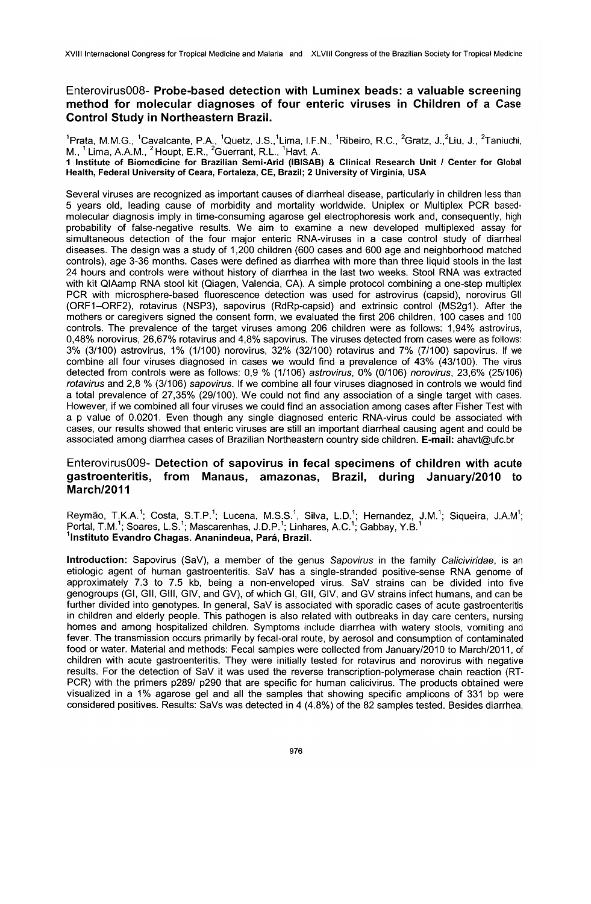## Enterovirus008- **Probe-based detection with Luminex beads: a valuable screening method for molecular diagnoses of four enteric viruses in Children of a Case Control Study in Northeastern Brazil.**

[1]Prata, M.M.G., [1]Cavalcante, P.A., [1]Quetz, J.S.,[1]Lima, I.F.N., [1]Ribeiro, R.C., [2]Gratz, J.,[2]Liu, J., [2]Taniuchi, M., [1] Lima, A.A.M., [2] Houpt, E.R., [2]Guerrant, R.L., [1]Havt, A.

**1 Institute of Biomedicine for Brazilian Semi-Arid (IBISAB) & Clinical Research Unit / Center for Global Health, Federal University of Ceara, Fortaleza, CE, Brazil; 2 University of Virginia, USA**

Several viruses are recognized as important causes of diarrheal disease, particularly in children less than 5 years old, leading cause of morbidity and mortality worldwide. Uniplex or Multiplex PCR based-molecular diagnosis imply in time-consuming agarose gel electrophoresis work and, consequently, high probability of false-negative results. We aim to examine a new developed multiplexed assay for simultaneous detection of the four major enteric RNA-viruses in a case control study of diarrheal diseases. The design was a study of 1,200 children (600 cases and 600 age and neighborhood matched controls), age 3-36 months. Cases were defined as diarrhea with more than three liquid stools in the last 24 hours and controls were without history of diarrhea in the last two weeks. Stool RNA was extracted with kit QIAamp RNA stool kit (Qiagen, Valencia, CA). A simple protocol combining a one-step multiplex PCR with microsphere-based fluorescence detection was used for astrovirus (capsid), norovirus GII (ORF1–ORF2), rotavirus (NSP3), sapovirus (RdRp-capsid) and extrinsic control (MS2g1). After the mothers or caregivers signed the consent form, we evaluated the first 206 children, 100 cases and 100 controls. The prevalence of the target viruses among 206 children were as follows: 1,94% astrovirus, 0,48% norovirus, 26,67% rotavirus and 4,8% sapovirus. The viruses detected from cases were as follows: 3% (3/100) astrovirus, 1% (1/100) norovirus, 32% (32/100) rotavirus and 7% (7/100) sapovirus. If we combine all four viruses diagnosed in cases we would find a prevalence of 43% (43/100). The virus detected from controls were as follows: 0,9 % (1/106) *astrovirus*, 0% (0/106) *norovirus*, 23,6% (25/106) *rotavirus* and 2,8 % (3/106) *sapovirus*. If we combine all four viruses diagnosed in controls we would find a total prevalence of 27,35% (29/100). We could not find any association of a single target with cases. However, if we combined all four viruses we could find an association among cases after Fisher Test with a p value of 0.0201. Even though any single diagnosed enteric RNA-virus could be associated with cases, our results showed that enteric viruses are still an important diarrheal causing agent and could be associated among diarrhea cases of Brazilian Northeastern country side children. **E-mail:** ahavt@ufc.br

## Enterovirus009- **Detection of sapovirus in fecal specimens of children with acute gastroenteritis, from Manaus, amazonas, Brazil, during January/2010 to March/2011**

Reymão, T.K.A.[1]; Costa, S.T.P.[1]; Lucena, M.S.S.[1], Silva, L.D.[1]; Hernandez, J.M.[1]; Siqueira, J.A.M[1]; Portal, T.M.[1]; Soares, L.S.[1]; Mascarenhas, J.D.P.[1]; Linhares, A.C.[1]; Gabbay, Y.B.[1]

**[1]Instituto Evandro Chagas. Ananindeua, Pará, Brazil.**

**Introduction:** Sapovirus (SaV), a member of the genus *Sapovirus* in the family *Caliciviridae*, is an etiologic agent of human gastroenteritis. SaV has a single-stranded positive-sense RNA genome of approximately 7.3 to 7.5 kb, being a non-enveloped virus. SaV strains can be divided into five genogroups (GI, GII, GIII, GIV, and GV), of which GI, GII, GIV, and GV strains infect humans, and can be further divided into genotypes. In general, SaV is associated with sporadic cases of acute gastroenteritis in children and elderly people. This pathogen is also related with outbreaks in day care centers, nursing homes and among hospitalized children. Symptoms include diarrhea with watery stools, vomiting and fever. The transmission occurs primarily by fecal-oral route, by aerosol and consumption of contaminated food or water. Material and methods: Fecal samples were collected from January/2010 to March/2011, of children with acute gastroenteritis. They were initially tested for rotavirus and norovirus with negative results. For the detection of SaV it was used the reverse transcription-polymerase chain reaction (RT-PCR) with the primers p289/ p290 that are specific for human calicivirus. The products obtained were visualized in a 1% agarose gel and all the samples that showing specific amplicons of 331 bp were considered positives. Results: SaVs was detected in 4 (4.8%) of the 82 samples tested. Besides diarrhea,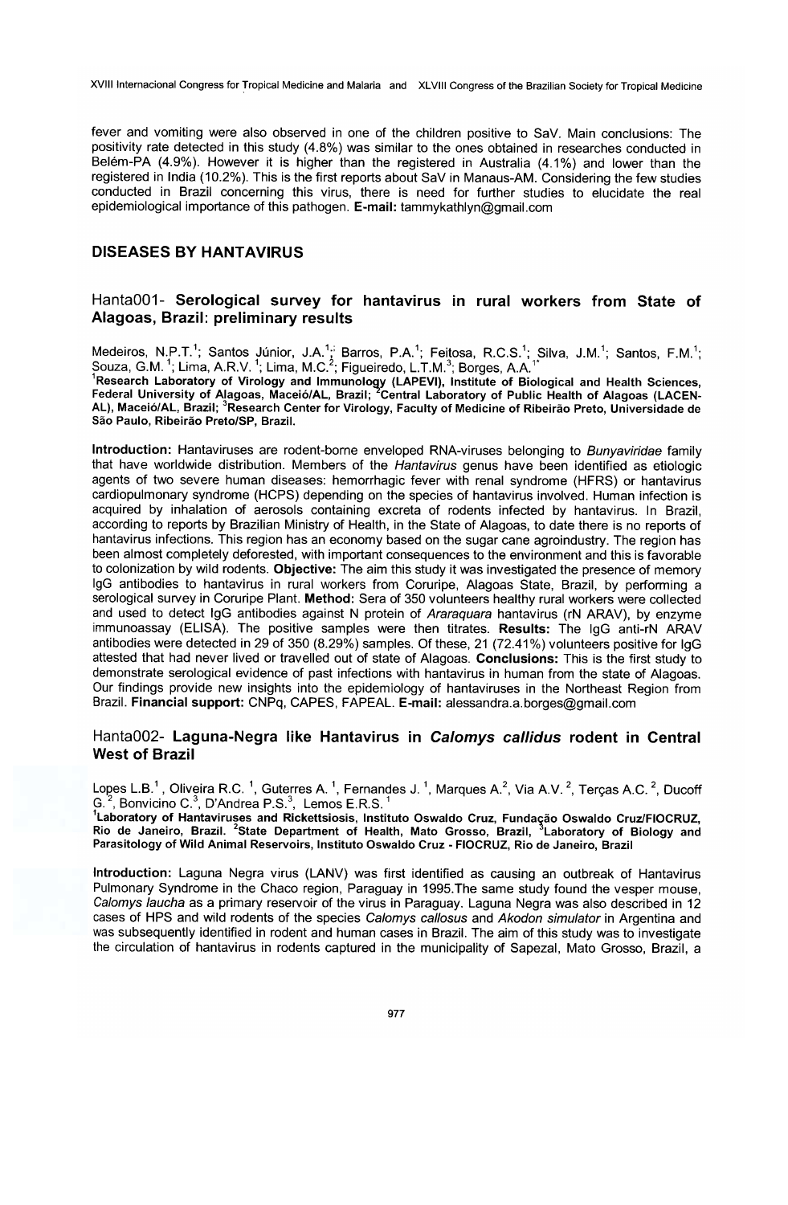fever and vomiting were also observed in one of the children positive to SaV. Main conclusions: The positivity rate detected in this study (4.8%) was similar to the ones obtained in researches conducted in Belém-PA (4.9%). However it is higher than the registered in Australia (4.1%) and lower than the registered in India (10.2%). This is the first reports about SaV in Manaus-AM. Considering the few studies conducted in Brazil concerning this virus, there is need for further studies to elucidate the real epidemiological importance of this pathogen. **E-mail:** tammykathlyn@gmail.com

## DISEASES BY HANTAVIRUS

### Hanta001- Serological survey for hantavirus in rural workers from State of Alagoas, Brazil: preliminary results

Medeiros, N.P.T.[1]; Santos Júnior, J.A.[1]; Barros, P.A.[1]; Feitosa, R.C.S.[1]; Silva, J.M.[1]; Santos, F.M.[1]; Souza, G.M.[1]; Lima, A.R.V.[1]; Lima, M.C.[2]; Figueiredo, L.T.M.[3]; Borges, A.A.[1*]

**[1]Research Laboratory of Virology and Immunology (LAPEVI), Institute of Biological and Health Sciences, Federal University of Alagoas, Maceió/AL, Brazil; [2]Central Laboratory of Public Health of Alagoas (LACEN-AL), Maceió/AL, Brazil; [3]Research Center for Virology, Faculty of Medicine of Ribeirão Preto, Universidade de São Paulo, Ribeirão Preto/SP, Brazil.**

**Introduction:** Hantaviruses are rodent-borne enveloped RNA-viruses belonging to *Bunyaviridae* family that have worldwide distribution. Members of the *Hantavirus* genus have been identified as etiologic agents of two severe human diseases: hemorrhagic fever with renal syndrome (HFRS) or hantavirus cardiopulmonary syndrome (HCPS) depending on the species of hantavirus involved. Human infection is acquired by inhalation of aerosols containing excreta of rodents infected by hantavirus. In Brazil, according to reports by Brazilian Ministry of Health, in the State of Alagoas, to date there is no reports of hantavirus infections. This region has an economy based on the sugar cane agroindustry. The region has been almost completely deforested, with important consequences to the environment and this is favorable to colonization by wild rodents. **Objective:** The aim this study it was investigated the presence of memory IgG antibodies to hantavirus in rural workers from Coruripe, Alagoas State, Brazil, by performing a serological survey in Coruripe Plant. **Method:** Sera of 350 volunteers healthy rural workers were collected and used to detect IgG antibodies against N protein of *Araraquara* hantavirus (rN ARAV), by enzyme immunoassay (ELISA). The positive samples were then titrates. **Results:** The IgG anti-rN ARAV antibodies were detected in 29 of 350 (8.29%) samples. Of these, 21 (72.41%) volunteers positive for IgG attested that had never lived or travelled out of state of Alagoas. **Conclusions:** This is the first study to demonstrate serological evidence of past infections with hantavirus in human from the state of Alagoas. Our findings provide new insights into the epidemiology of hantaviruses in the Northeast Region from Brazil. **Financial support:** CNPq, CAPES, FAPEAL. **E-mail:** alessandra.a.borges@gmail.com

### Hanta002- Laguna-Negra like Hantavirus in *Calomys callidus* rodent in Central West of Brazil

Lopes L.B.[1], Oliveira R.C.[1], Guterres A.[1], Fernandes J.[1], Marques A.[2], Via A.V.[2], Terças A.C.[2], Ducoff G.[2], Bonvicino C.[3], D'Andrea P.S.[3], Lemos E.R.S.[1]

**[1]Laboratory of Hantaviruses and Rickettsiosis, Instituto Oswaldo Cruz, Fundação Oswaldo Cruz/FIOCRUZ, Rio de Janeiro, Brazil. [2]State Department of Health, Mato Grosso, Brazil, [3]Laboratory of Biology and Parasitology of Wild Animal Reservoirs, Instituto Oswaldo Cruz - FIOCRUZ, Rio de Janeiro, Brazil**

**Introduction:** Laguna Negra virus (LANV) was first identified as causing an outbreak of Hantavirus Pulmonary Syndrome in the Chaco region, Paraguay in 1995.The same study found the vesper mouse, *Calomys laucha* as a primary reservoir of the virus in Paraguay. Laguna Negra was also described in 12 cases of HPS and wild rodents of the species *Calomys callosus* and *Akodon simulator* in Argentina and was subsequently identified in rodent and human cases in Brazil. The aim of this study was to investigate the circulation of hantavirus in rodents captured in the municipality of Sapezal, Mato Grosso, Brazil, a